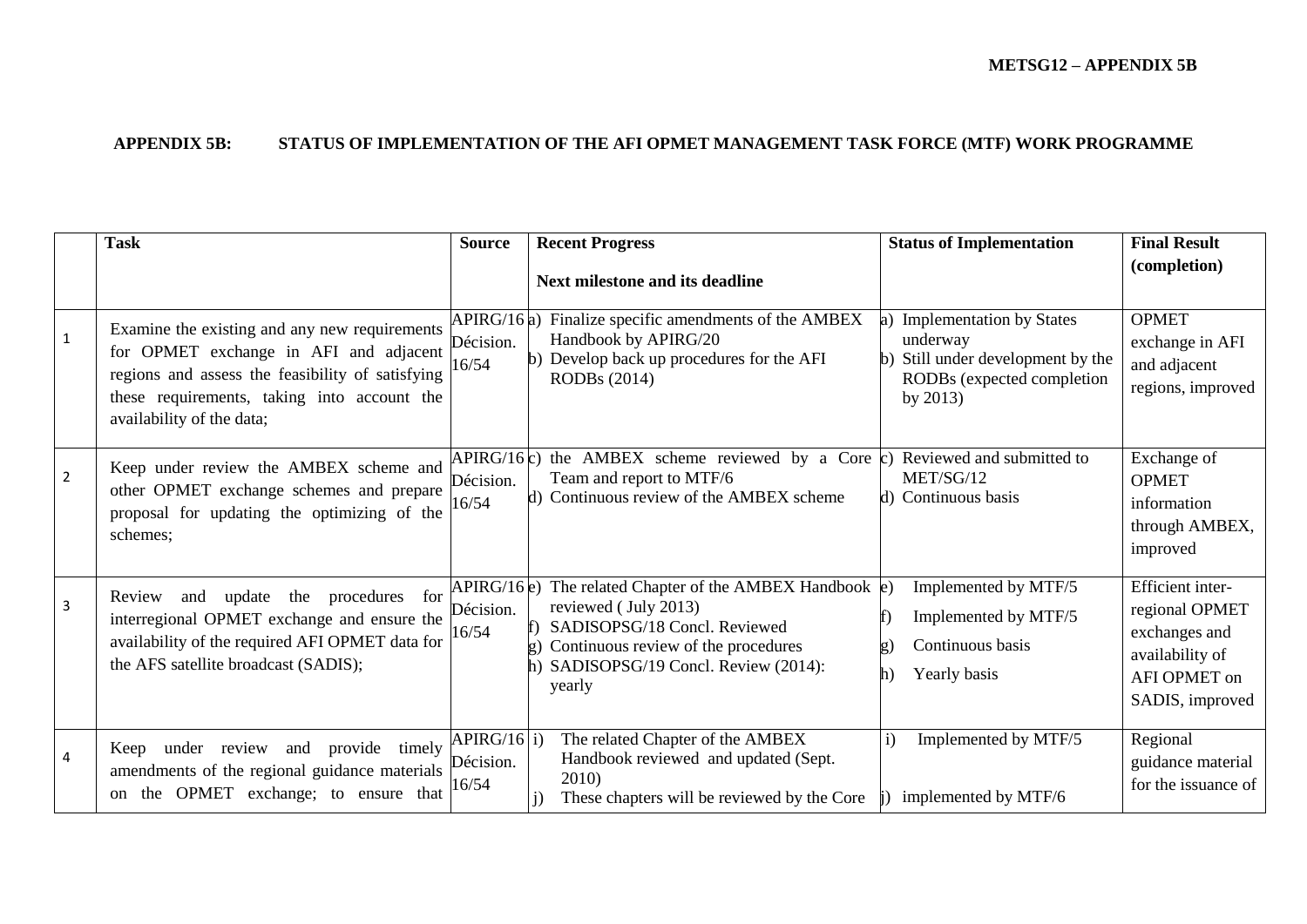**APPENDIX 5B: STATUS OF IMPLEMENTATION OF THE AFI OPMET MANAGEMENT TASK FORCE (MTF) WORK PROGRAMME**

| | Task | Source | Recent Progress<br><br>Next milestone and its deadline | Status of Implementation | Final Result (completion) |
|---|---|---|---|---|---|
| 1 | Examine the existing and any new requirements for OPMET exchange in AFI and adjacent regions and assess the feasibility of satisfying these requirements, taking into account the availability of the data; | APIRG/16 Décision. 16/54 | a) Finalize specific amendments of the AMBEX Handbook by APIRG/20<br>b) Develop back up procedures for the AFI RODBs (2014) | a) Implementation by States underway<br>b) Still under development by the RODBs (expected completion by 2013) | OPMET exchange in AFI and adjacent regions, improved |
| 2 | Keep under review the AMBEX scheme and other OPMET exchange schemes and prepare proposal for updating the optimizing of the schemes; | APIRG/16 Décision. 16/54 | c) the AMBEX scheme reviewed by a Core Team and report to MTF/6<br>d) Continuous review of the AMBEX scheme | c) Reviewed and submitted to MET/SG/12<br>d) Continuous basis | Exchange of OPMET information through AMBEX, improved |
| 3 | Review and update the procedures for interregional OPMET exchange and ensure the availability of the required AFI OPMET data for the AFS satellite broadcast (SADIS); | APIRG/16 Décision. 16/54 | e) The related Chapter of the AMBEX Handbook reviewed ( July 2013)<br>f) SADISOPSG/18 Concl. Reviewed<br>g) Continuous review of the procedures<br>h) SADISOPSG/19 Concl. Review (2014): yearly | e) Implemented by MTF/5<br>f) Implemented by MTF/5<br>g) Continuous basis<br>h) Yearly basis | Efficient inter-regional OPMET exchanges and availability of AFI OPMET on SADIS, improved |
| 4 | Keep under review and provide timely amendments of the regional guidance materials on the OPMET exchange; to ensure that | APIRG/16 Décision. 16/54 | i) The related Chapter of the AMBEX Handbook reviewed and updated (Sept. 2010)<br>j) These chapters will be reviewed by the Core | i) Implemented by MTF/5<br>j) implemented by MTF/6 | Regional guidance material for the issuance of |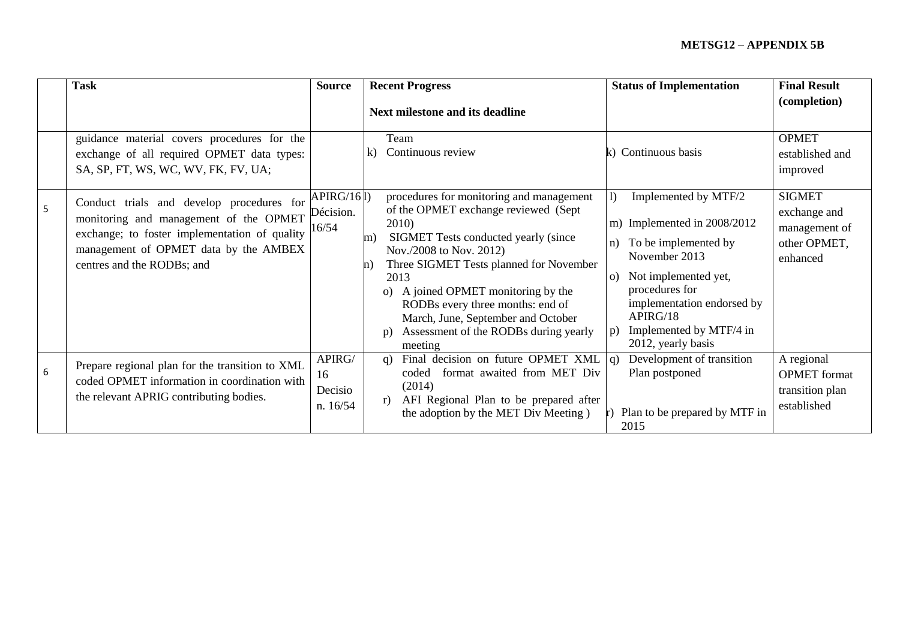| | Task | Source | Recent Progress<br><br>Next milestone and its deadline | Status of Implementation | Final Result (completion) |
|---|---|---|---|---|---|
| | guidance material covers procedures for the exchange of all required OPMET data types: SA, SP, FT, WS, WC, WV, FK, FV, UA; | | Team<br>k) Continuous review | k) Continuous basis | OPMET established and improved |
| 5 | Conduct trials and develop procedures for monitoring and management of the OPMET exchange; to foster implementation of quality management of OPMET data by the AMBEX centres and the RODBs; and | APIRG/16 Décision. 16/54 | l) procedures for monitoring and management of the OPMET exchange reviewed (Sept 2010)<br>m) SIGMET Tests conducted yearly (since Nov./2008 to Nov. 2012)<br>n) Three SIGMET Tests planned for November 2013<br>o) A joined OPMET monitoring by the RODBs every three months: end of March, June, September and October<br>p) Assessment of the RODBs during yearly meeting | l) Implemented by MTF/2<br>m) Implemented in 2008/2012<br>n) To be implemented by November 2013<br>o) Not implemented yet, procedures for implementation endorsed by APIRG/18<br>p) Implemented by MTF/4 in 2012, yearly basis | SIGMET exchange and management of other OPMET, enhanced |
| 6 | Prepare regional plan for the transition to XML coded OPMET information in coordination with the relevant APRIG contributing bodies. | APIRG/ 16 Decision. 16/54 | q) Final decision on future OPMET XML coded format awaited from MET Div (2014)<br>r) AFI Regional Plan to be prepared after the adoption by the MET Div Meeting ) | q) Development of transition Plan postponed<br>r) Plan to be prepared by MTF in 2015 | A regional OPMET format transition plan established |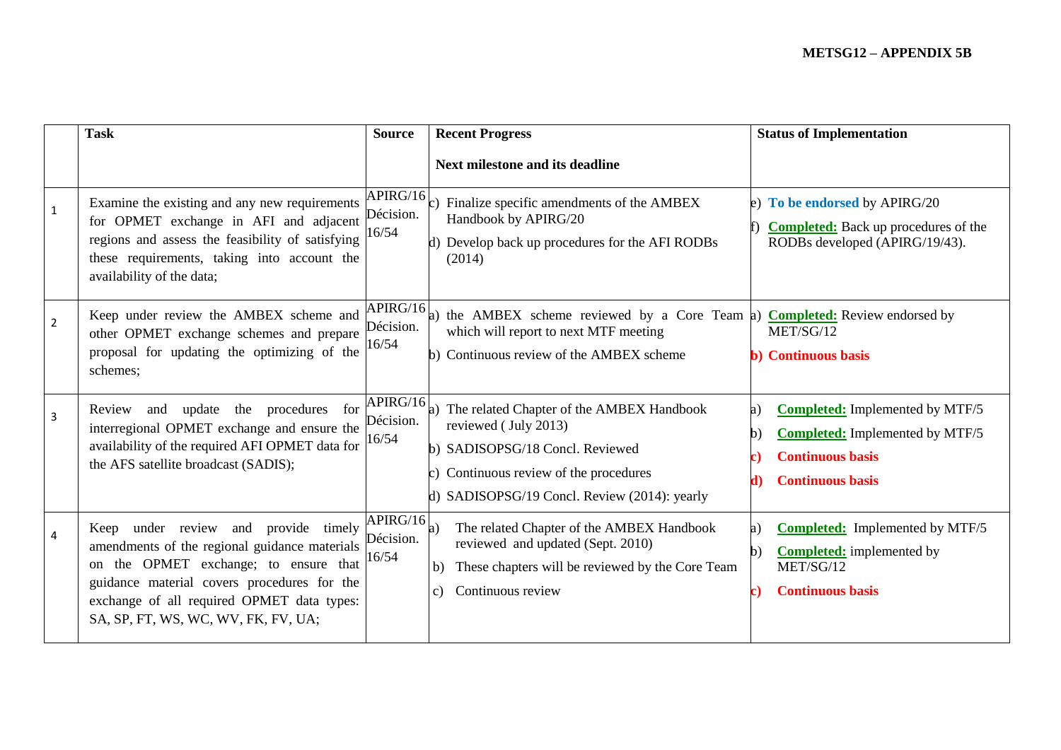| | Task | Source | Recent Progress<br><br>Next milestone and its deadline | Status of Implementation |
|---|---|---|---|---|
| 1 | Examine the existing and any new requirements for OPMET exchange in AFI and adjacent regions and assess the feasibility of satisfying these requirements, taking into account the availability of the data; | APIRG/16 Décision. 16/54 | c) Finalize specific amendments of the AMBEX Handbook by APIRG/20<br>d) Develop back up procedures for the AFI RODBs (2014) | e) **To be endorsed** by APIRG/20<br>f) **Completed:** Back up procedures of the RODBs developed (APIRG/19/43). |
| 2 | Keep under review the AMBEX scheme and other OPMET exchange schemes and prepare proposal for updating the optimizing of the schemes; | APIRG/16 Décision. 16/54 | a) the AMBEX scheme reviewed by a Core Team which will report to next MTF meeting<br>b) Continuous review of the AMBEX scheme | a) **Completed:** Review endorsed by MET/SG/12<br>**b) Continuous basis** |
| 3 | Review and update the procedures for interregional OPMET exchange and ensure the availability of the required AFI OPMET data for the AFS satellite broadcast (SADIS); | APIRG/16 Décision. 16/54 | a) The related Chapter of the AMBEX Handbook reviewed ( July 2013)<br>b) SADISOPSG/18 Concl. Reviewed<br>c) Continuous review of the procedures<br>d) SADISOPSG/19 Concl. Review (2014): yearly | a) **Completed:** Implemented by MTF/5<br>b) **Completed:** Implemented by MTF/5<br>**c) Continuous basis**<br>**d) Continuous basis** |
| 4 | Keep under review and provide timely amendments of the regional guidance materials on the OPMET exchange; to ensure that guidance material covers procedures for the exchange of all required OPMET data types: SA, SP, FT, WS, WC, WV, FK, FV, UA; | APIRG/16 Décision. 16/54 | a) The related Chapter of the AMBEX Handbook reviewed and updated (Sept. 2010)<br>b) These chapters will be reviewed by the Core Team<br>c) Continuous review | a) **Completed:** Implemented by MTF/5<br>b) **Completed:** implemented by MET/SG/12<br>**c) Continuous basis** |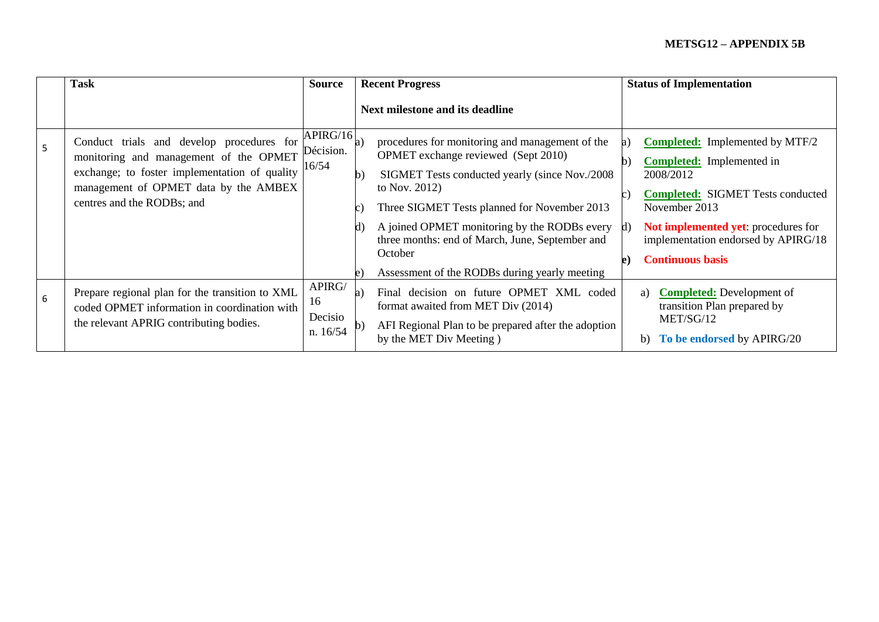**METSG12 – APPENDIX 5B**

| | Task | Source | Recent Progress<br><br>Next milestone and its deadline | Status of Implementation |
|---|---|---|---|---|
| 5 | Conduct trials and develop procedures for monitoring and management of the OPMET exchange; to foster implementation of quality management of OPMET data by the AMBEX centres and the RODBs; and | APIRG/16 Décision. 16/54 | a) procedures for monitoring and management of the OPMET exchange reviewed (Sept 2010)<br>b) SIGMET Tests conducted yearly (since Nov./2008 to Nov. 2012)<br>c) Three SIGMET Tests planned for November 2013<br>d) A joined OPMET monitoring by the RODBs every three months: end of March, June, September and October<br>e) Assessment of the RODBs during yearly meeting | a) **Completed:** Implemented by MTF/2<br>b) **Completed:** Implemented in 2008/2012<br>c) **Completed:** SIGMET Tests conducted November 2013<br>d) **Not implemented yet**: procedures for implementation endorsed by APIRG/18<br>**e)** **Continuous basis** |
| 6 | Prepare regional plan for the transition to XML coded OPMET information in coordination with the relevant APRIG contributing bodies. | APIRG/ 16 Decision. 16/54 | a) Final decision on future OPMET XML coded format awaited from MET Div (2014)<br>b) AFI Regional Plan to be prepared after the adoption by the MET Div Meeting ) | a) **Completed:** Development of transition Plan prepared by MET/SG/12<br>b) **To be endorsed** by APIRG/20 |